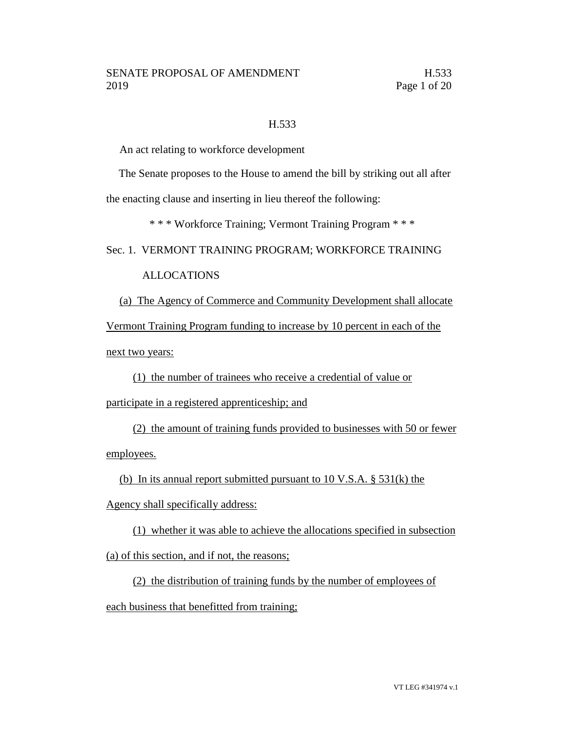H.533

An act relating to workforce development

The Senate proposes to the House to amend the bill by striking out all after the enacting clause and inserting in lieu thereof the following:

\* \* \* Workforce Training; Vermont Training Program \* \* \*

Sec. 1. VERMONT TRAINING PROGRAM; WORKFORCE TRAINING ALLOCATIONS

(a) The Agency of Commerce and Community Development shall allocate Vermont Training Program funding to increase by 10 percent in each of the next two years:

(1) the number of trainees who receive a credential of value or participate in a registered apprenticeship; and

(2) the amount of training funds provided to businesses with 50 or fewer employees.

(b) In its annual report submitted pursuant to 10 V.S.A. § 531(k) the Agency shall specifically address:

(1) whether it was able to achieve the allocations specified in subsection (a) of this section, and if not, the reasons;

(2) the distribution of training funds by the number of employees of each business that benefitted from training;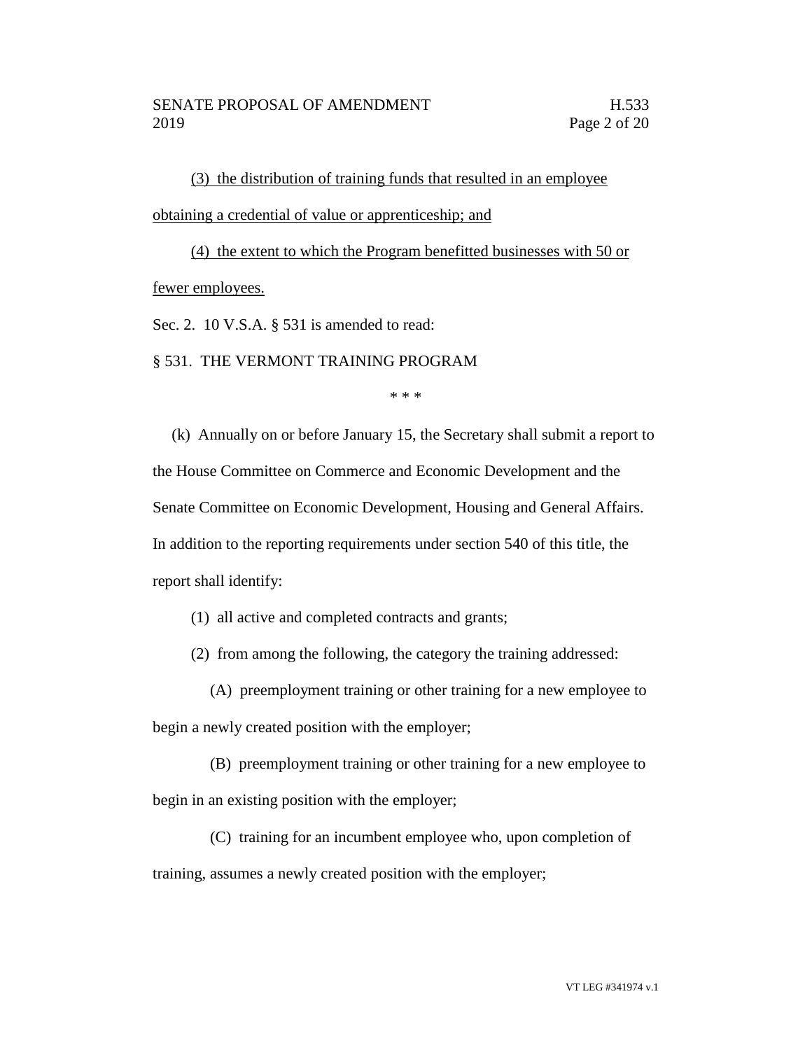(3) the distribution of training funds that resulted in an employee obtaining a credential of value or apprenticeship; and

(4) the extent to which the Program benefitted businesses with 50 or fewer employees.

Sec. 2. 10 V.S.A. § 531 is amended to read:

§ 531. THE VERMONT TRAINING PROGRAM

\* \* \*

(k) Annually on or before January 15, the Secretary shall submit a report to the House Committee on Commerce and Economic Development and the Senate Committee on Economic Development, Housing and General Affairs. In addition to the reporting requirements under section 540 of this title, the report shall identify:

(1) all active and completed contracts and grants;

(2) from among the following, the category the training addressed:

(A) preemployment training or other training for a new employee to begin a newly created position with the employer;

(B) preemployment training or other training for a new employee to begin in an existing position with the employer;

(C) training for an incumbent employee who, upon completion of training, assumes a newly created position with the employer;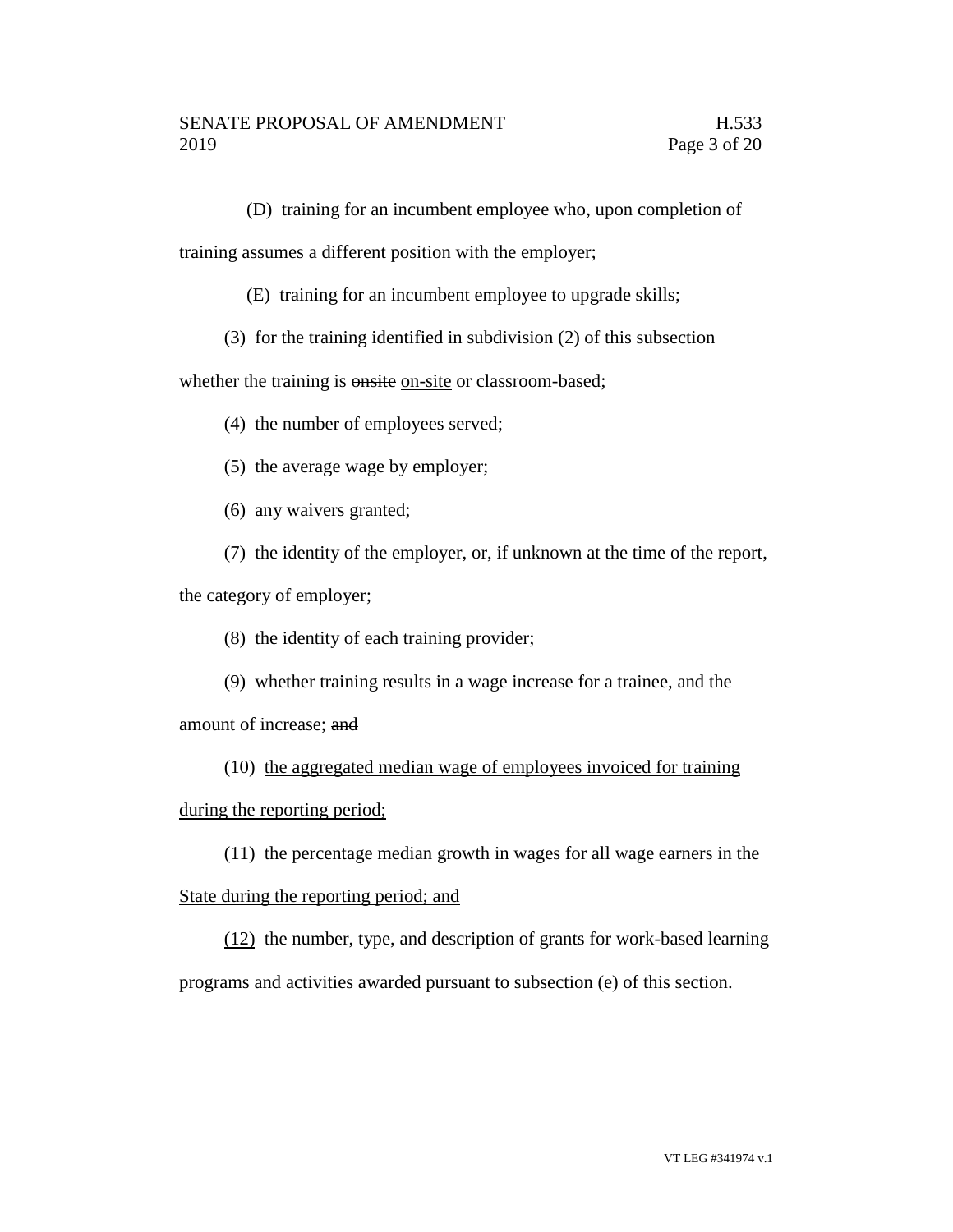(D) training for an incumbent employee who, upon completion of training assumes a different position with the employer;

(E) training for an incumbent employee to upgrade skills;

(3) for the training identified in subdivision (2) of this subsection whether the training is ~~onsite~~ on-site or classroom-based;

(4) the number of employees served;

(5) the average wage by employer;

(6) any waivers granted;

(7) the identity of the employer, or, if unknown at the time of the report, the category of employer;

(8) the identity of each training provider;

(9) whether training results in a wage increase for a trainee, and the amount of increase; ~~and~~

(10) the aggregated median wage of employees invoiced for training during the reporting period;

(11) the percentage median growth in wages for all wage earners in the State during the reporting period; and

(12) the number, type, and description of grants for work-based learning programs and activities awarded pursuant to subsection (e) of this section.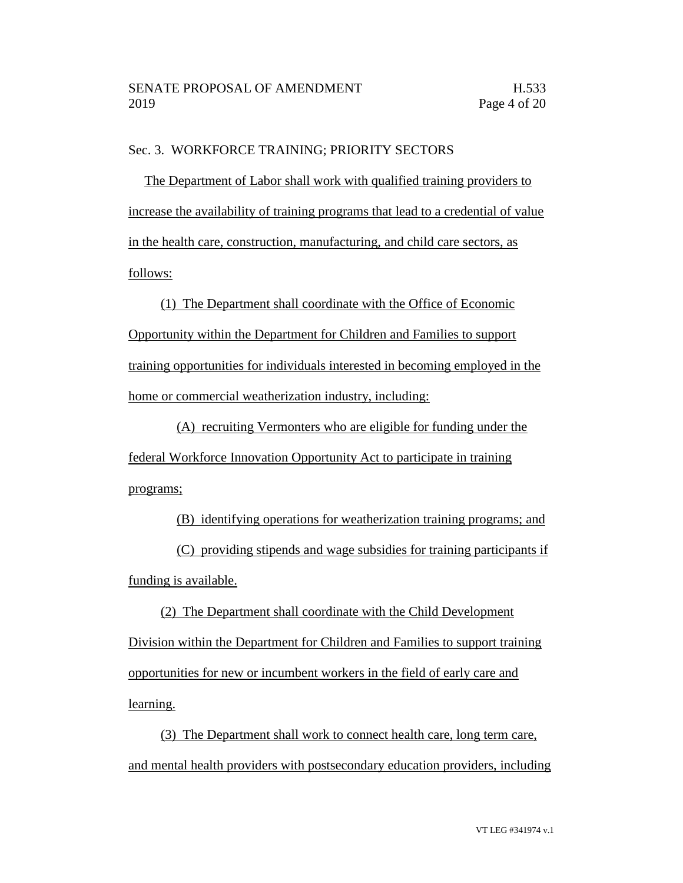Sec. 3. WORKFORCE TRAINING; PRIORITY SECTORS

The Department of Labor shall work with qualified training providers to increase the availability of training programs that lead to a credential of value in the health care, construction, manufacturing, and child care sectors, as follows:

(1) The Department shall coordinate with the Office of Economic Opportunity within the Department for Children and Families to support training opportunities for individuals interested in becoming employed in the home or commercial weatherization industry, including:

(A) recruiting Vermonters who are eligible for funding under the federal Workforce Innovation Opportunity Act to participate in training programs;

(B) identifying operations for weatherization training programs; and

(C) providing stipends and wage subsidies for training participants if funding is available.

(2) The Department shall coordinate with the Child Development Division within the Department for Children and Families to support training opportunities for new or incumbent workers in the field of early care and learning.

(3) The Department shall work to connect health care, long term care, and mental health providers with postsecondary education providers, including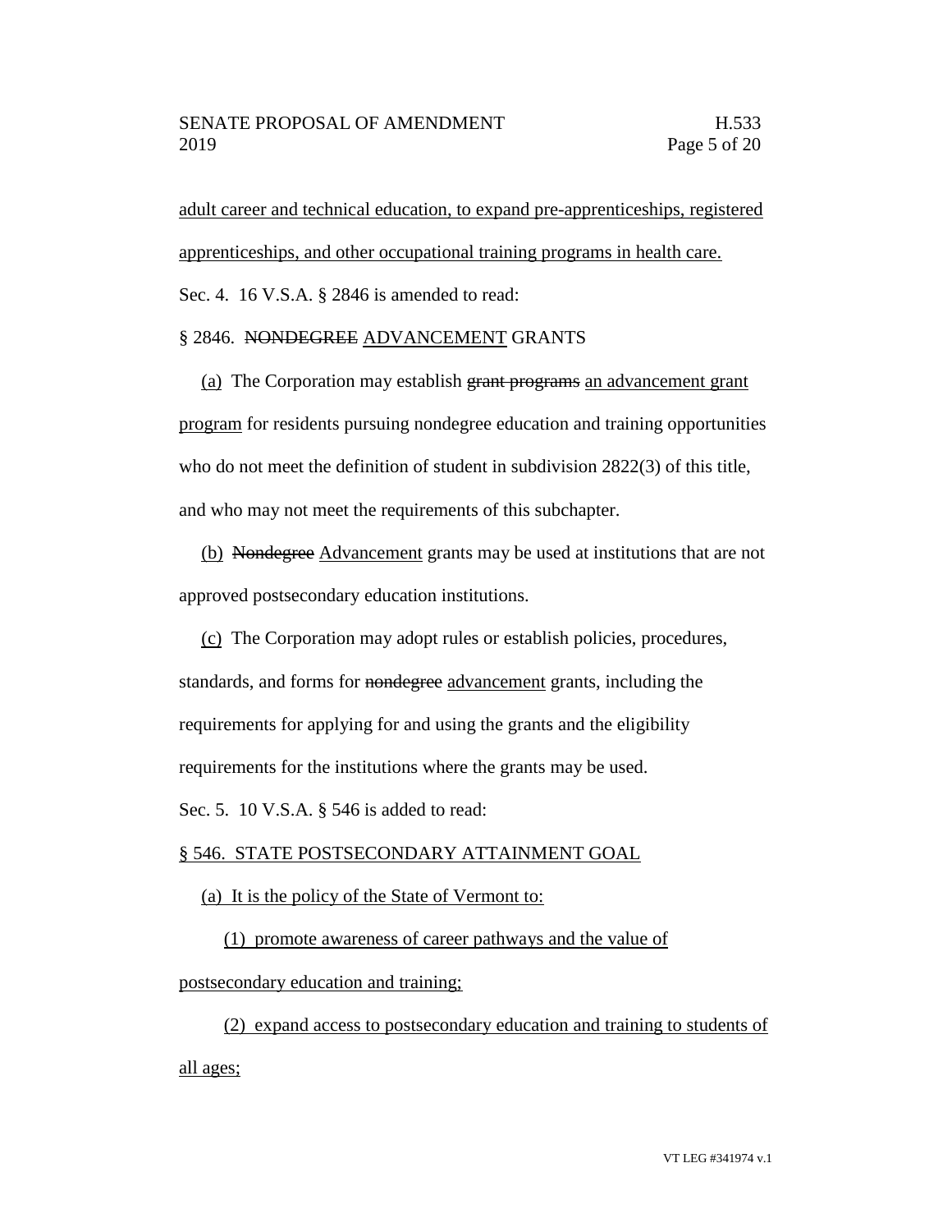<u>adult career and technical education, to expand pre-apprenticeships, registered apprenticeships, and other occupational training programs in health care.</u>

Sec. 4. 16 V.S.A. § 2846 is amended to read:

§ 2846. ~~NONDEGREE~~ <u>ADVANCEMENT</u> GRANTS

<u>(a)</u> The Corporation may establish ~~grant programs~~ <u>an advancement grant program</u> for residents pursuing nondegree education and training opportunities who do not meet the definition of student in subdivision 2822(3) of this title, and who may not meet the requirements of this subchapter.

<u>(b)</u> ~~Nondegree~~ <u>Advancement</u> grants may be used at institutions that are not approved postsecondary education institutions.

<u>(c)</u> The Corporation may adopt rules or establish policies, procedures, standards, and forms for ~~nondegree~~ <u>advancement</u> grants, including the requirements for applying for and using the grants and the eligibility requirements for the institutions where the grants may be used.

Sec. 5. 10 V.S.A. § 546 is added to read:

<u>§ 546. STATE POSTSECONDARY ATTAINMENT GOAL</u>

<u>(a) It is the policy of the State of Vermont to:</u>

<u>(1) promote awareness of career pathways and the value of postsecondary education and training;</u>

<u>(2) expand access to postsecondary education and training to students of all ages;</u>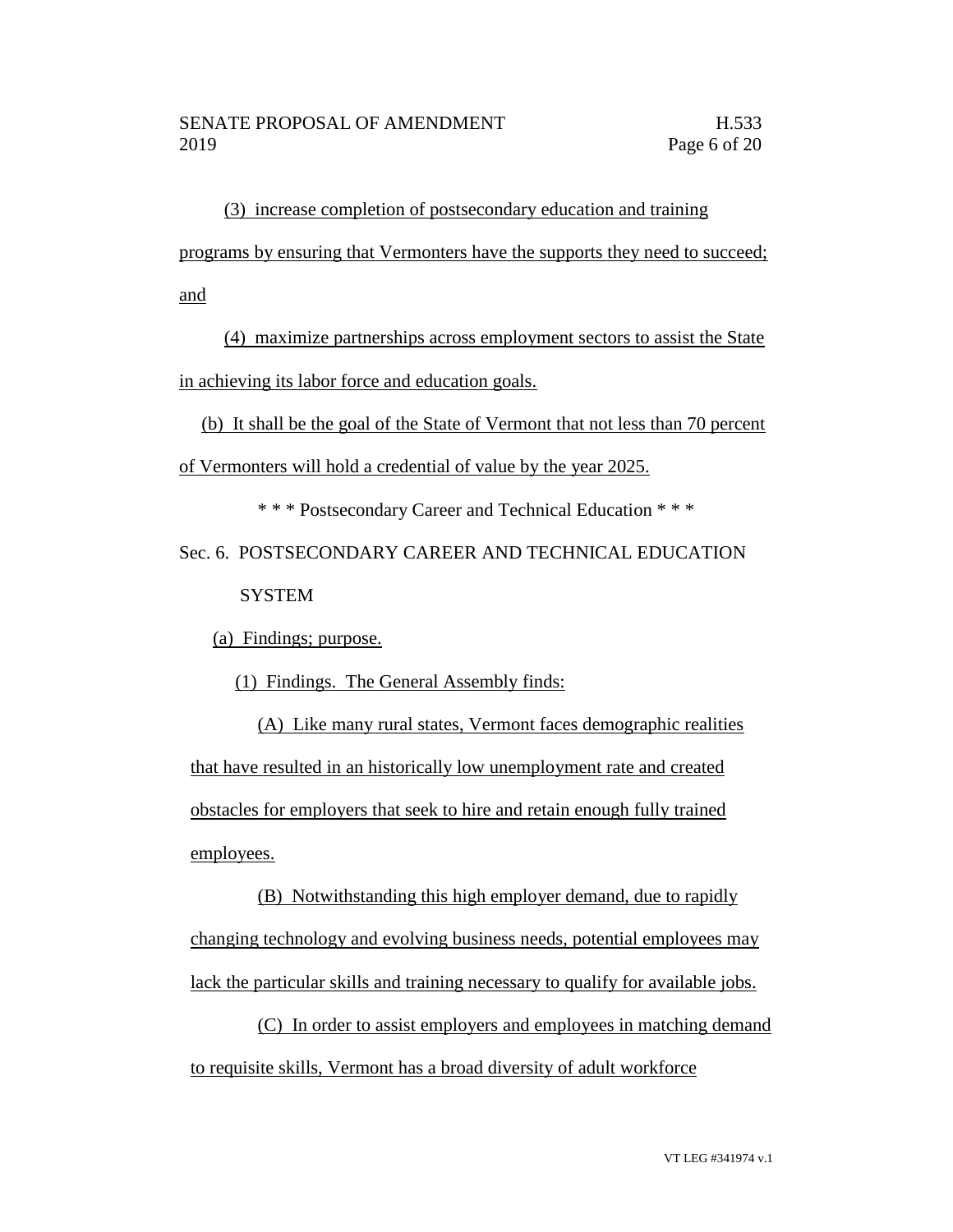(3) increase completion of postsecondary education and training programs by ensuring that Vermonters have the supports they need to succeed; and

(4) maximize partnerships across employment sectors to assist the State in achieving its labor force and education goals.

(b) It shall be the goal of the State of Vermont that not less than 70 percent of Vermonters will hold a credential of value by the year 2025.

\* \* \* Postsecondary Career and Technical Education \* \* \*

Sec. 6. POSTSECONDARY CAREER AND TECHNICAL EDUCATION SYSTEM

(a) Findings; purpose.

(1) Findings. The General Assembly finds:

(A) Like many rural states, Vermont faces demographic realities that have resulted in an historically low unemployment rate and created obstacles for employers that seek to hire and retain enough fully trained employees.

(B) Notwithstanding this high employer demand, due to rapidly changing technology and evolving business needs, potential employees may lack the particular skills and training necessary to qualify for available jobs.

(C) In order to assist employers and employees in matching demand to requisite skills, Vermont has a broad diversity of adult workforce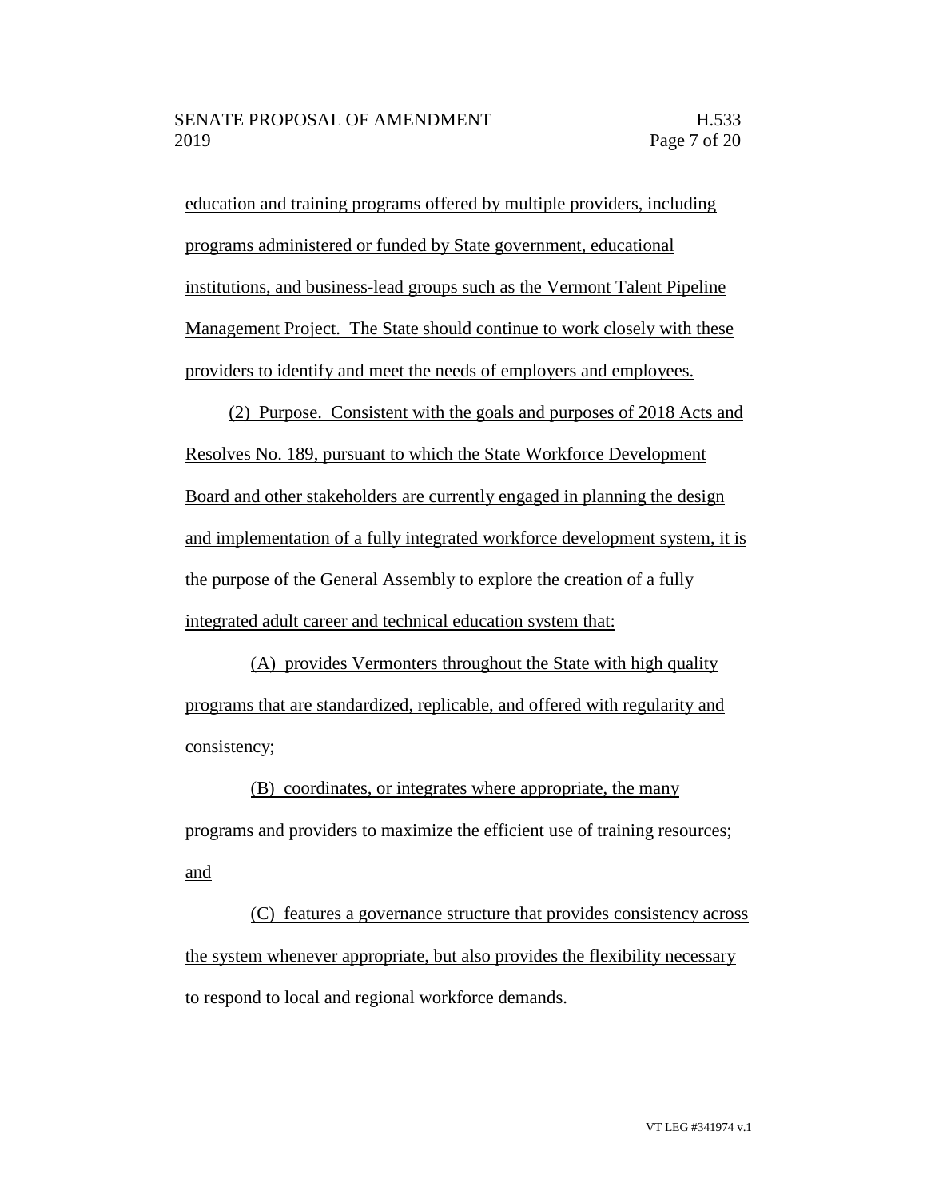education and training programs offered by multiple providers, including programs administered or funded by State government, educational institutions, and business-lead groups such as the Vermont Talent Pipeline Management Project. The State should continue to work closely with these providers to identify and meet the needs of employers and employees.

(2) Purpose. Consistent with the goals and purposes of 2018 Acts and Resolves No. 189, pursuant to which the State Workforce Development Board and other stakeholders are currently engaged in planning the design and implementation of a fully integrated workforce development system, it is the purpose of the General Assembly to explore the creation of a fully integrated adult career and technical education system that:

(A) provides Vermonters throughout the State with high quality programs that are standardized, replicable, and offered with regularity and consistency;

(B) coordinates, or integrates where appropriate, the many programs and providers to maximize the efficient use of training resources; and

(C) features a governance structure that provides consistency across the system whenever appropriate, but also provides the flexibility necessary to respond to local and regional workforce demands.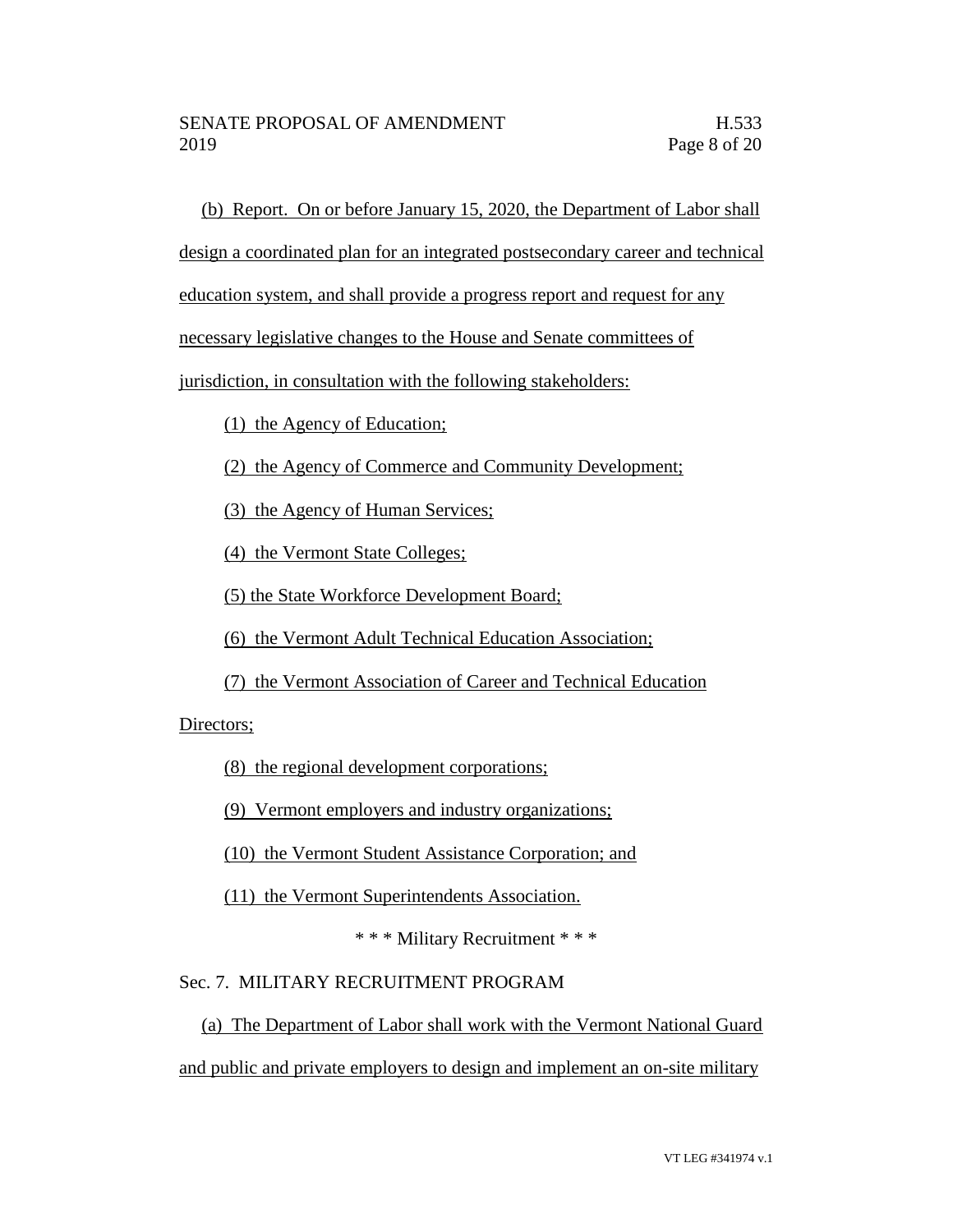(b) Report. On or before January 15, 2020, the Department of Labor shall design a coordinated plan for an integrated postsecondary career and technical education system, and shall provide a progress report and request for any necessary legislative changes to the House and Senate committees of jurisdiction, in consultation with the following stakeholders:

(1) the Agency of Education;

(2) the Agency of Commerce and Community Development;

(3) the Agency of Human Services;

(4) the Vermont State Colleges;

(5) the State Workforce Development Board;

(6) the Vermont Adult Technical Education Association;

(7) the Vermont Association of Career and Technical Education Directors;

(8) the regional development corporations;

(9) Vermont employers and industry organizations;

(10) the Vermont Student Assistance Corporation; and

(11) the Vermont Superintendents Association.

\* \* \* Military Recruitment \* \* \*

Sec. 7. MILITARY RECRUITMENT PROGRAM

(a) The Department of Labor shall work with the Vermont National Guard and public and private employers to design and implement an on-site military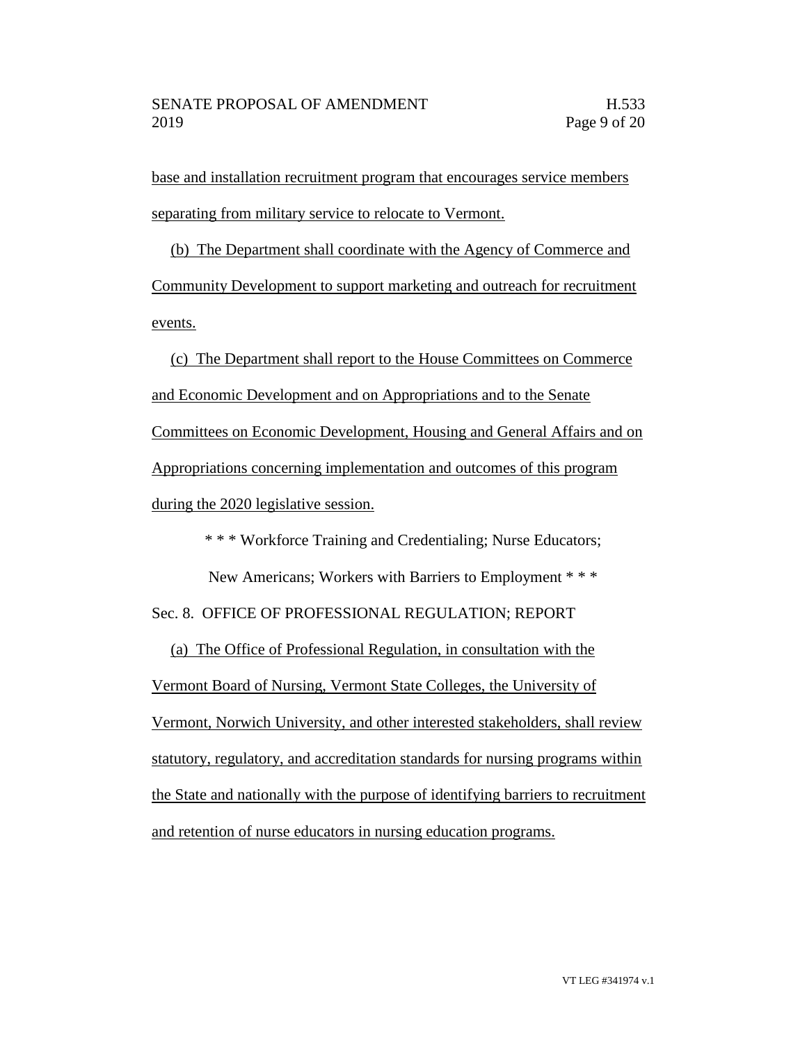base and installation recruitment program that encourages service members separating from military service to relocate to Vermont.

(b) The Department shall coordinate with the Agency of Commerce and Community Development to support marketing and outreach for recruitment events.

(c) The Department shall report to the House Committees on Commerce and Economic Development and on Appropriations and to the Senate Committees on Economic Development, Housing and General Affairs and on Appropriations concerning implementation and outcomes of this program during the 2020 legislative session.

\* \* \* Workforce Training and Credentialing; Nurse Educators; New Americans; Workers with Barriers to Employment \* \* \*

Sec. 8. OFFICE OF PROFESSIONAL REGULATION; REPORT

(a) The Office of Professional Regulation, in consultation with the Vermont Board of Nursing, Vermont State Colleges, the University of Vermont, Norwich University, and other interested stakeholders, shall review statutory, regulatory, and accreditation standards for nursing programs within the State and nationally with the purpose of identifying barriers to recruitment and retention of nurse educators in nursing education programs.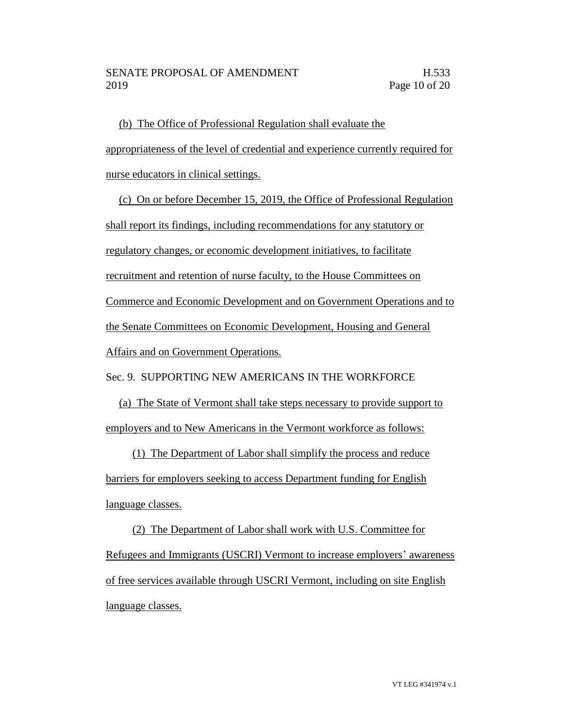(b) The Office of Professional Regulation shall evaluate the appropriateness of the level of credential and experience currently required for nurse educators in clinical settings.

(c) On or before December 15, 2019, the Office of Professional Regulation shall report its findings, including recommendations for any statutory or regulatory changes, or economic development initiatives, to facilitate recruitment and retention of nurse faculty, to the House Committees on Commerce and Economic Development and on Government Operations and to the Senate Committees on Economic Development, Housing and General Affairs and on Government Operations.

Sec. 9. SUPPORTING NEW AMERICANS IN THE WORKFORCE

(a) The State of Vermont shall take steps necessary to provide support to employers and to New Americans in the Vermont workforce as follows:

(1) The Department of Labor shall simplify the process and reduce barriers for employers seeking to access Department funding for English language classes.

(2) The Department of Labor shall work with U.S. Committee for Refugees and Immigrants (USCRI) Vermont to increase employers' awareness of free services available through USCRI Vermont, including on site English language classes.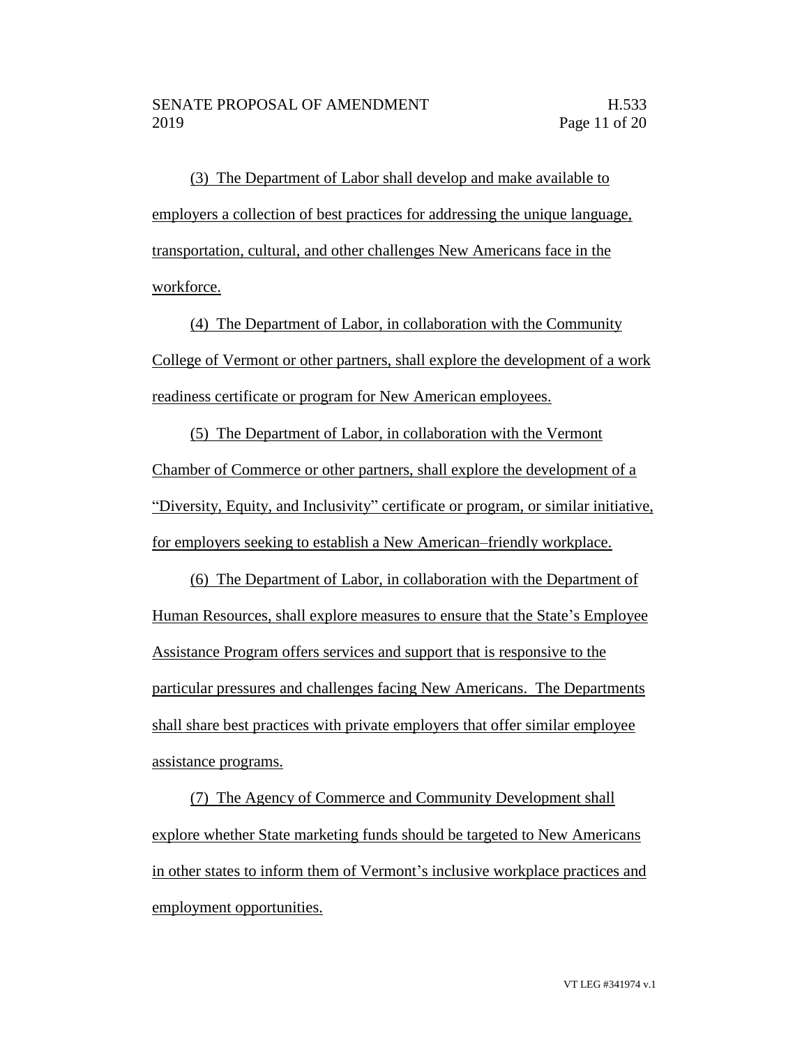(3) The Department of Labor shall develop and make available to employers a collection of best practices for addressing the unique language, transportation, cultural, and other challenges New Americans face in the workforce.

(4) The Department of Labor, in collaboration with the Community College of Vermont or other partners, shall explore the development of a work readiness certificate or program for New American employees.

(5) The Department of Labor, in collaboration with the Vermont Chamber of Commerce or other partners, shall explore the development of a "Diversity, Equity, and Inclusivity" certificate or program, or similar initiative, for employers seeking to establish a New American–friendly workplace.

(6) The Department of Labor, in collaboration with the Department of Human Resources, shall explore measures to ensure that the State's Employee Assistance Program offers services and support that is responsive to the particular pressures and challenges facing New Americans. The Departments shall share best practices with private employers that offer similar employee assistance programs.

(7) The Agency of Commerce and Community Development shall explore whether State marketing funds should be targeted to New Americans in other states to inform them of Vermont's inclusive workplace practices and employment opportunities.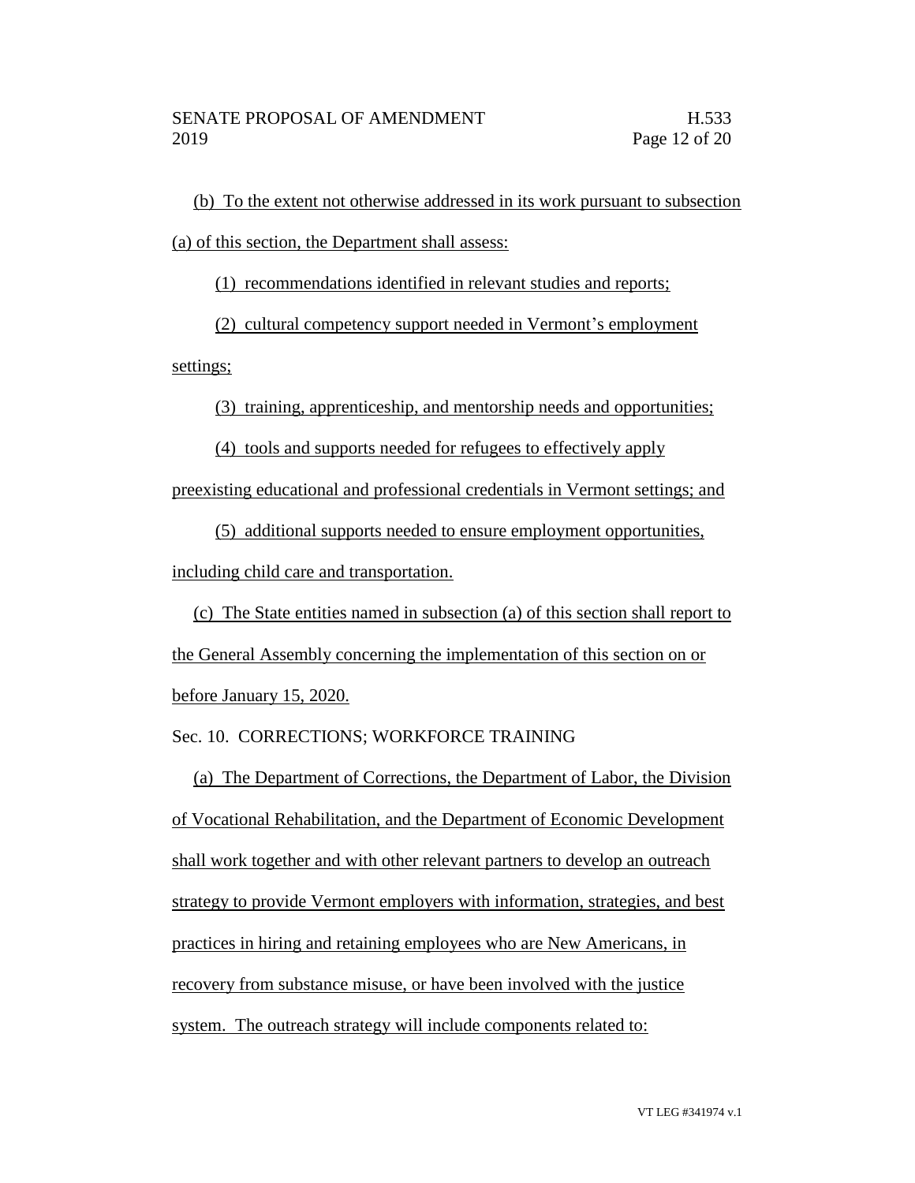(b) To the extent not otherwise addressed in its work pursuant to subsection (a) of this section, the Department shall assess:

(1) recommendations identified in relevant studies and reports;

(2) cultural competency support needed in Vermont's employment settings;

(3) training, apprenticeship, and mentorship needs and opportunities;

(4) tools and supports needed for refugees to effectively apply preexisting educational and professional credentials in Vermont settings; and

(5) additional supports needed to ensure employment opportunities, including child care and transportation.

(c) The State entities named in subsection (a) of this section shall report to the General Assembly concerning the implementation of this section on or before January 15, 2020.

Sec. 10. CORRECTIONS; WORKFORCE TRAINING

(a) The Department of Corrections, the Department of Labor, the Division of Vocational Rehabilitation, and the Department of Economic Development shall work together and with other relevant partners to develop an outreach strategy to provide Vermont employers with information, strategies, and best practices in hiring and retaining employees who are New Americans, in recovery from substance misuse, or have been involved with the justice system. The outreach strategy will include components related to: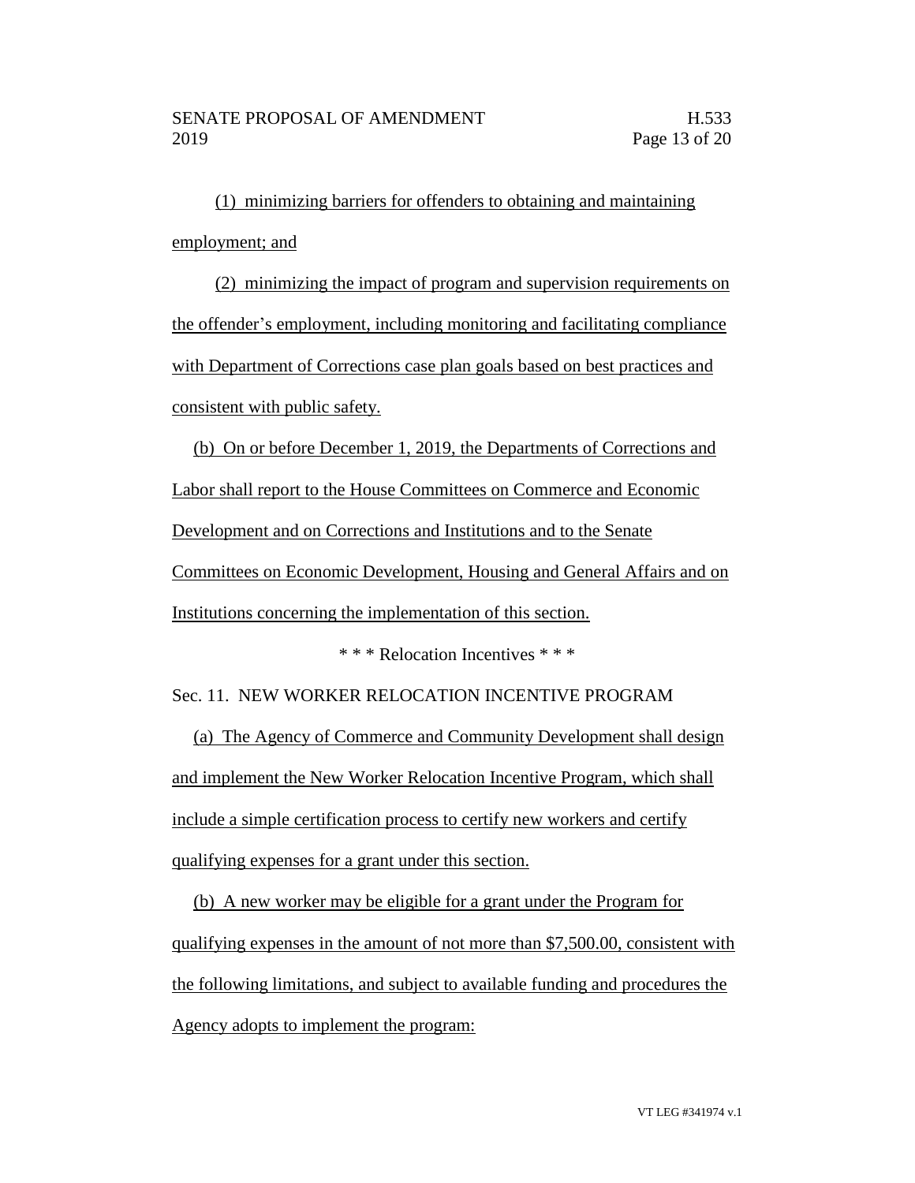(1) minimizing barriers for offenders to obtaining and maintaining employment; and

(2) minimizing the impact of program and supervision requirements on the offender's employment, including monitoring and facilitating compliance with Department of Corrections case plan goals based on best practices and consistent with public safety.

(b) On or before December 1, 2019, the Departments of Corrections and Labor shall report to the House Committees on Commerce and Economic Development and on Corrections and Institutions and to the Senate Committees on Economic Development, Housing and General Affairs and on Institutions concerning the implementation of this section.

\* \* \* Relocation Incentives \* \* \*

Sec. 11. NEW WORKER RELOCATION INCENTIVE PROGRAM

(a) The Agency of Commerce and Community Development shall design and implement the New Worker Relocation Incentive Program, which shall include a simple certification process to certify new workers and certify qualifying expenses for a grant under this section.

(b) A new worker may be eligible for a grant under the Program for qualifying expenses in the amount of not more than $7,500.00, consistent with the following limitations, and subject to available funding and procedures the Agency adopts to implement the program: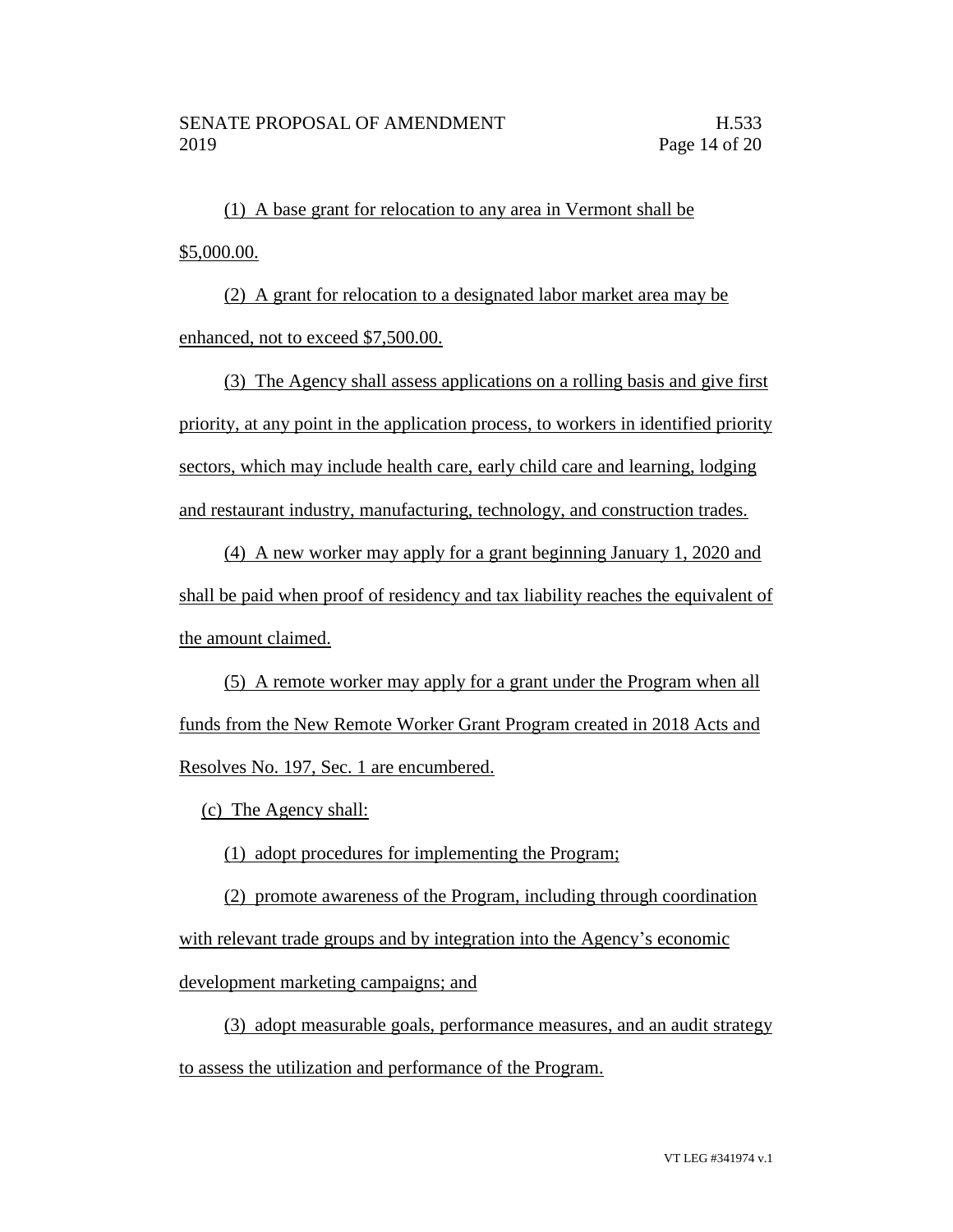(1) A base grant for relocation to any area in Vermont shall be $5,000.00.

(2) A grant for relocation to a designated labor market area may be enhanced, not to exceed $7,500.00.

(3) The Agency shall assess applications on a rolling basis and give first priority, at any point in the application process, to workers in identified priority sectors, which may include health care, early child care and learning, lodging and restaurant industry, manufacturing, technology, and construction trades.

(4) A new worker may apply for a grant beginning January 1, 2020 and shall be paid when proof of residency and tax liability reaches the equivalent of the amount claimed.

(5) A remote worker may apply for a grant under the Program when all funds from the New Remote Worker Grant Program created in 2018 Acts and Resolves No. 197, Sec. 1 are encumbered.

(c) The Agency shall:

(1) adopt procedures for implementing the Program;

(2) promote awareness of the Program, including through coordination with relevant trade groups and by integration into the Agency's economic development marketing campaigns; and

(3) adopt measurable goals, performance measures, and an audit strategy to assess the utilization and performance of the Program.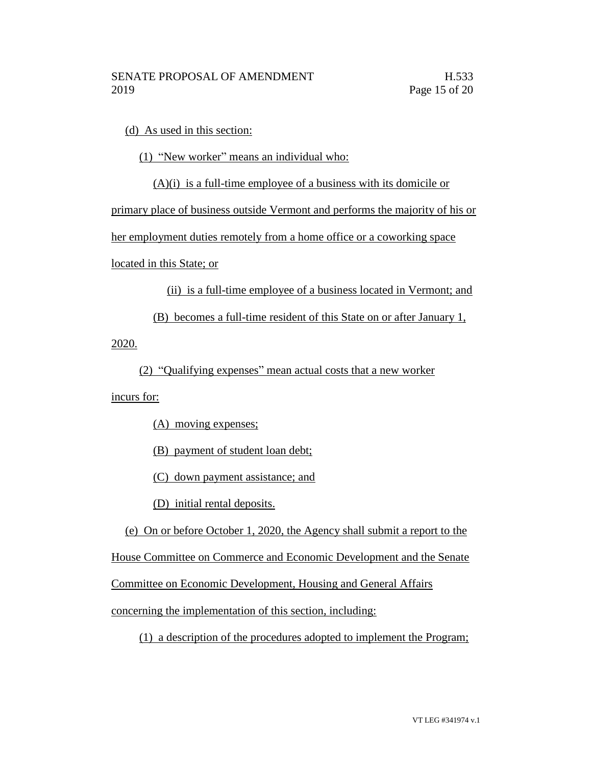(d) As used in this section:

(1) "New worker" means an individual who:

(A)(i) is a full-time employee of a business with its domicile or primary place of business outside Vermont and performs the majority of his or her employment duties remotely from a home office or a coworking space located in this State; or

(ii) is a full-time employee of a business located in Vermont; and

(B) becomes a full-time resident of this State on or after January 1, 2020.

(2) "Qualifying expenses" mean actual costs that a new worker incurs for:

(A) moving expenses;

(B) payment of student loan debt;

(C) down payment assistance; and

(D) initial rental deposits.

(e) On or before October 1, 2020, the Agency shall submit a report to the House Committee on Commerce and Economic Development and the Senate Committee on Economic Development, Housing and General Affairs concerning the implementation of this section, including:

(1) a description of the procedures adopted to implement the Program;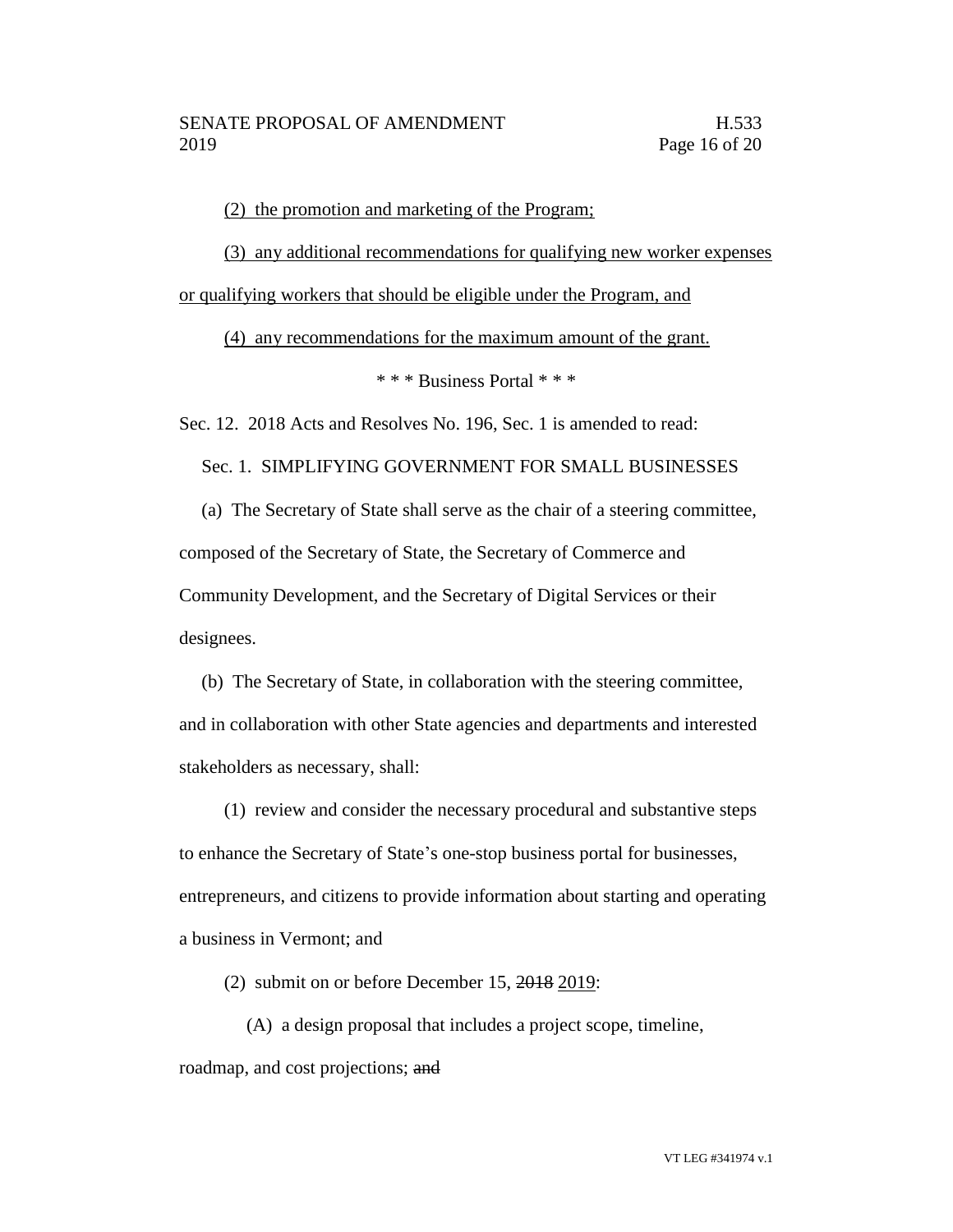(2) the promotion and marketing of the Program;

(3) any additional recommendations for qualifying new worker expenses or qualifying workers that should be eligible under the Program, and

(4) any recommendations for the maximum amount of the grant.

\* \* \* Business Portal \* \* \*

Sec. 12. 2018 Acts and Resolves No. 196, Sec. 1 is amended to read:

Sec. 1. SIMPLIFYING GOVERNMENT FOR SMALL BUSINESSES

(a) The Secretary of State shall serve as the chair of a steering committee, composed of the Secretary of State, the Secretary of Commerce and Community Development, and the Secretary of Digital Services or their designees.

(b) The Secretary of State, in collaboration with the steering committee, and in collaboration with other State agencies and departments and interested stakeholders as necessary, shall:

(1) review and consider the necessary procedural and substantive steps to enhance the Secretary of State's one-stop business portal for businesses, entrepreneurs, and citizens to provide information about starting and operating a business in Vermont; and

(2) submit on or before December 15, ~~2018~~ 2019:

(A) a design proposal that includes a project scope, timeline, roadmap, and cost projections; ~~and~~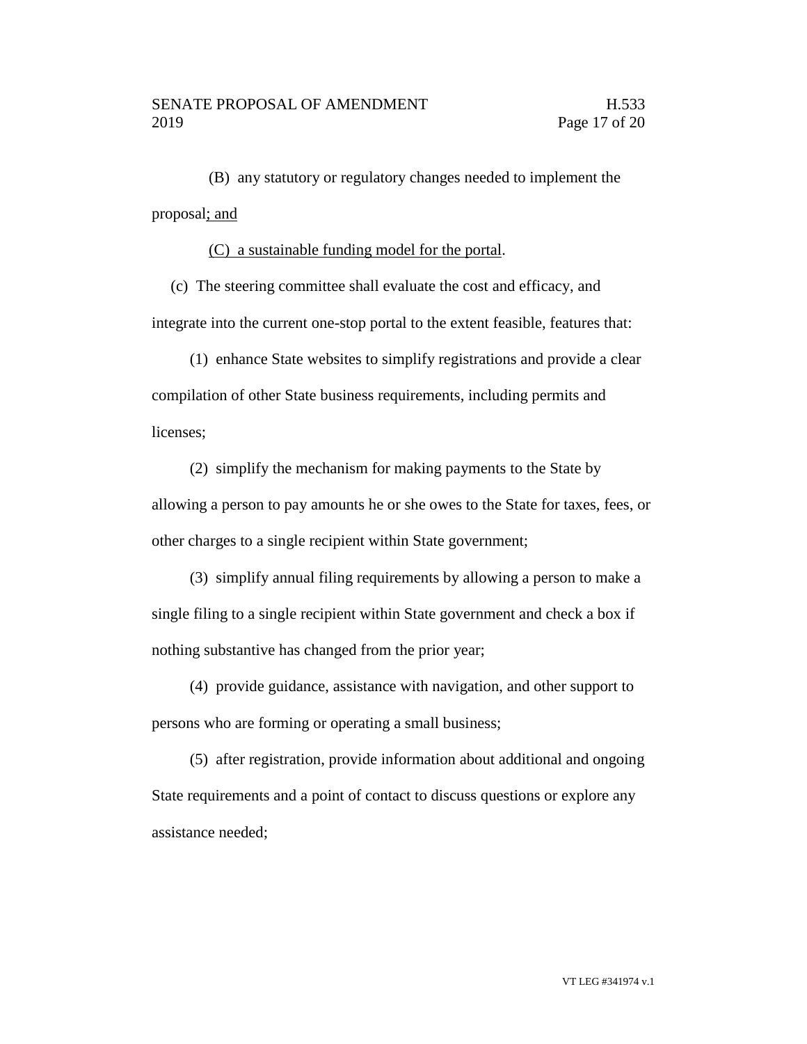(B) any statutory or regulatory changes needed to implement the proposal; and

(C) a sustainable funding model for the portal.

(c) The steering committee shall evaluate the cost and efficacy, and integrate into the current one-stop portal to the extent feasible, features that:

(1) enhance State websites to simplify registrations and provide a clear compilation of other State business requirements, including permits and licenses;

(2) simplify the mechanism for making payments to the State by allowing a person to pay amounts he or she owes to the State for taxes, fees, or other charges to a single recipient within State government;

(3) simplify annual filing requirements by allowing a person to make a single filing to a single recipient within State government and check a box if nothing substantive has changed from the prior year;

(4) provide guidance, assistance with navigation, and other support to persons who are forming or operating a small business;

(5) after registration, provide information about additional and ongoing State requirements and a point of contact to discuss questions or explore any assistance needed;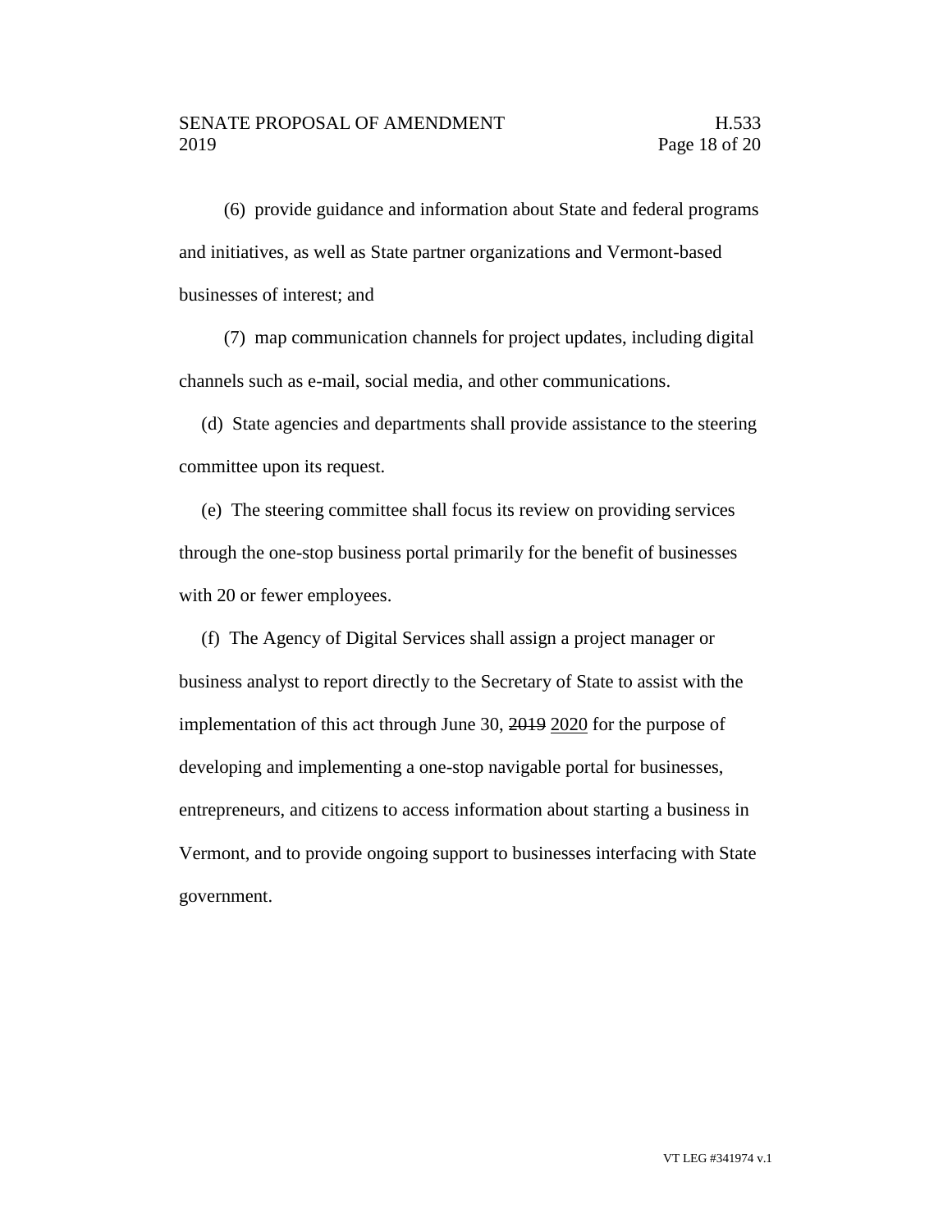(6) provide guidance and information about State and federal programs and initiatives, as well as State partner organizations and Vermont-based businesses of interest; and

(7) map communication channels for project updates, including digital channels such as e-mail, social media, and other communications.

(d) State agencies and departments shall provide assistance to the steering committee upon its request.

(e) The steering committee shall focus its review on providing services through the one-stop business portal primarily for the benefit of businesses with 20 or fewer employees.

(f) The Agency of Digital Services shall assign a project manager or business analyst to report directly to the Secretary of State to assist with the implementation of this act through June 30, ~~2019~~ <u>2020</u> for the purpose of developing and implementing a one-stop navigable portal for businesses, entrepreneurs, and citizens to access information about starting a business in Vermont, and to provide ongoing support to businesses interfacing with State government.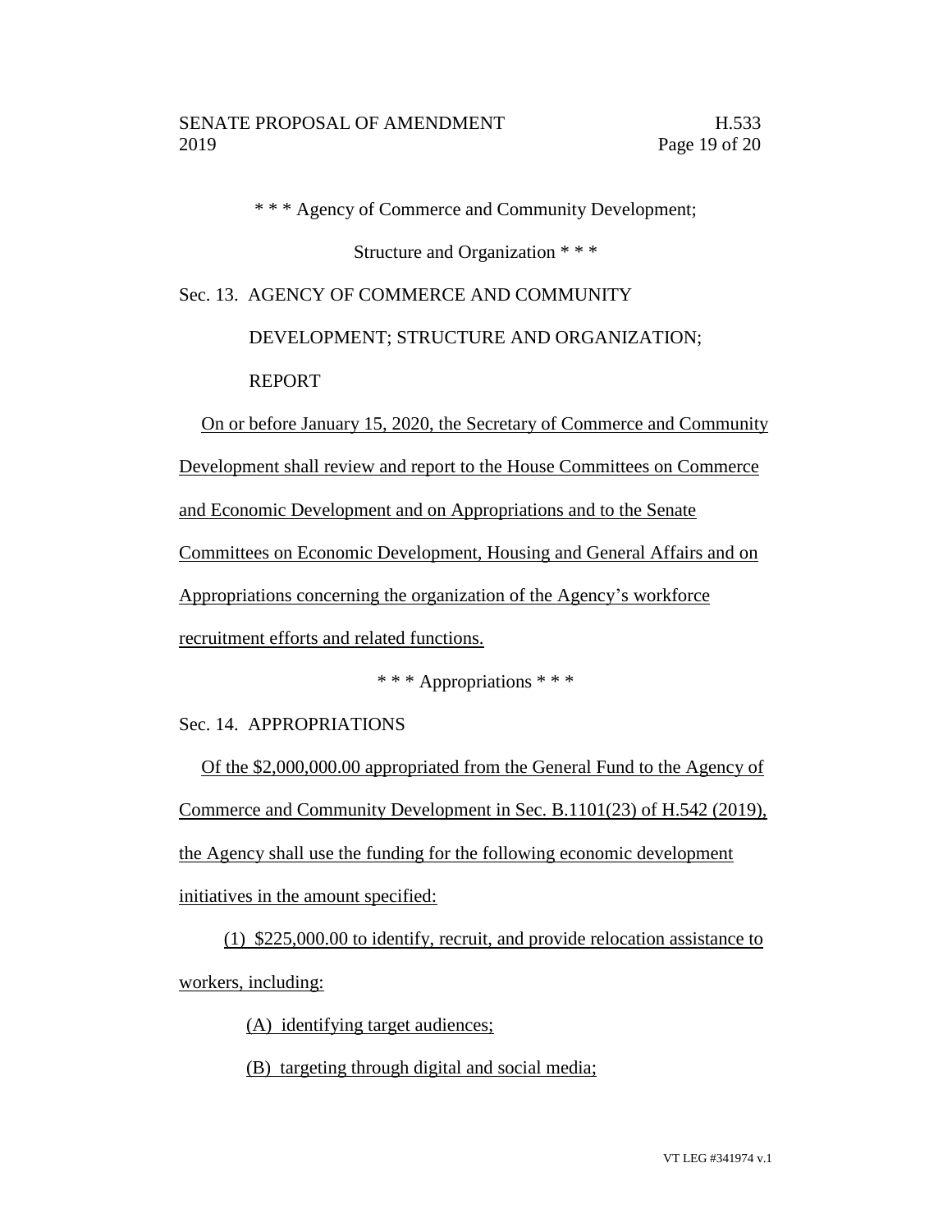\* \* \* Agency of Commerce and Community Development;

Structure and Organization \* \* \*

Sec. 13. AGENCY OF COMMERCE AND COMMUNITY DEVELOPMENT; STRUCTURE AND ORGANIZATION; REPORT

On or before January 15, 2020, the Secretary of Commerce and Community Development shall review and report to the House Committees on Commerce and Economic Development and on Appropriations and to the Senate Committees on Economic Development, Housing and General Affairs and on Appropriations concerning the organization of the Agency's workforce recruitment efforts and related functions.

\* \* \* Appropriations \* \* \*

Sec. 14. APPROPRIATIONS

Of the $2,000,000.00 appropriated from the General Fund to the Agency of Commerce and Community Development in Sec. B.1101(23) of H.542 (2019), the Agency shall use the funding for the following economic development initiatives in the amount specified:

(1) $225,000.00 to identify, recruit, and provide relocation assistance to workers, including:

(A) identifying target audiences;

(B) targeting through digital and social media;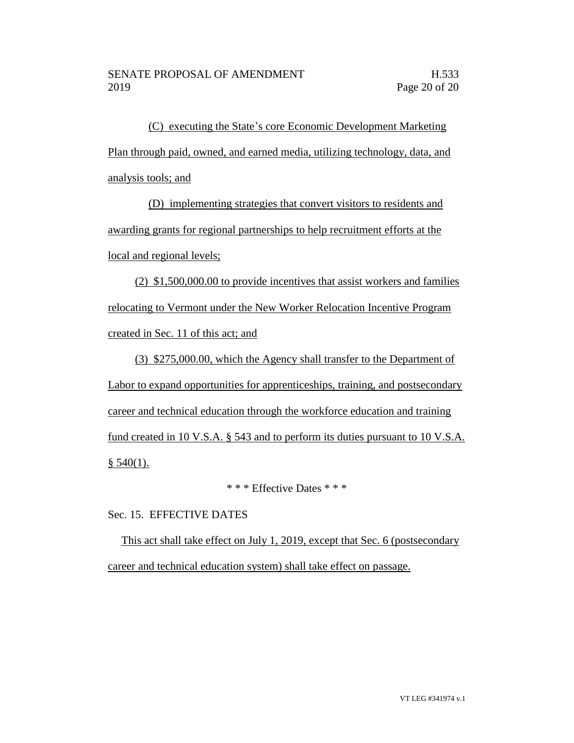(C) executing the State's core Economic Development Marketing Plan through paid, owned, and earned media, utilizing technology, data, and analysis tools; and

(D) implementing strategies that convert visitors to residents and awarding grants for regional partnerships to help recruitment efforts at the local and regional levels;

(2) $1,500,000.00 to provide incentives that assist workers and families relocating to Vermont under the New Worker Relocation Incentive Program created in Sec. 11 of this act; and

(3) $275,000.00, which the Agency shall transfer to the Department of Labor to expand opportunities for apprenticeships, training, and postsecondary career and technical education through the workforce education and training fund created in 10 V.S.A. § 543 and to perform its duties pursuant to 10 V.S.A. § 540(1).

\* \* \* Effective Dates \* \* \*

Sec. 15. EFFECTIVE DATES

This act shall take effect on July 1, 2019, except that Sec. 6 (postsecondary career and technical education system) shall take effect on passage.